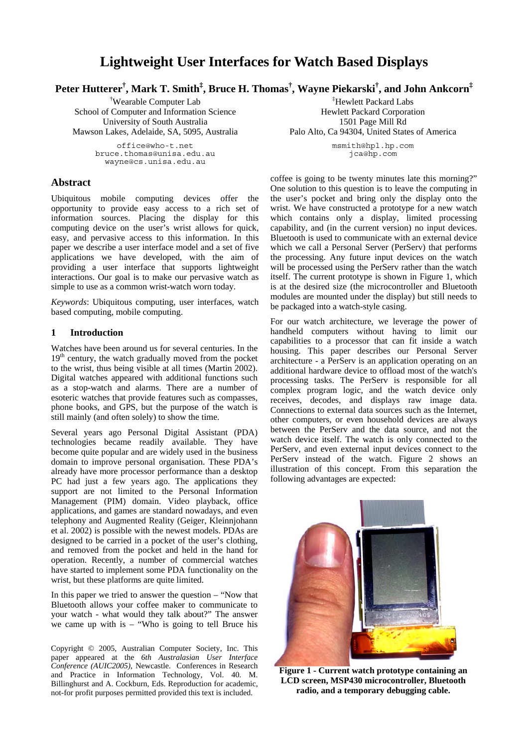# Lightweight User Interfaces for Watch Based Displays

**Peter Hutterer[†], Mark T. Smith[‡], Bruce H. Thomas[†], Wayne Piekarski[†], and John Ankcorn[‡]**

[†]Wearable Computer Lab
School of Computer and Information Science
University of South Australia
Mawson Lakes, Adelaide, SA, 5095, Australia

office@who-t.net
bruce.thomas@unisa.edu.au
wayne@cs.unisa.edu.au

[‡]Hewlett Packard Labs
Hewlett Packard Corporation
1501 Page Mill Rd
Palo Alto, Ca 94304, United States of America

msmith@hpl.hp.com
jca@hp.com

## Abstract

Ubiquitous mobile computing devices offer the opportunity to provide easy access to a rich set of information sources. Placing the display for this computing device on the user's wrist allows for quick, easy, and pervasive access to this information. In this paper we describe a user interface model and a set of five applications we have developed, with the aim of providing a user interface that supports lightweight interactions. Our goal is to make our pervasive watch as simple to use as a common wrist-watch worn today.

*Keywords*: Ubiquitous computing, user interfaces, watch based computing, mobile computing.

## 1 Introduction

Watches have been around us for several centuries. In the 19th century, the watch gradually moved from the pocket to the wrist, thus being visible at all times (Martin 2002). Digital watches appeared with additional functions such as a stop-watch and alarms. There are a number of esoteric watches that provide features such as compasses, phone books, and GPS, but the purpose of the watch is still mainly (and often solely) to show the time.

Several years ago Personal Digital Assistant (PDA) technologies became readily available. They have become quite popular and are widely used in the business domain to improve personal organisation. These PDA's already have more processor performance than a desktop PC had just a few years ago. The applications they support are not limited to the Personal Information Management (PIM) domain. Video playback, office applications, and games are standard nowadays, and even telephony and Augmented Reality (Geiger, Kleinnjohann et al. 2002) is possible with the newest models. PDAs are designed to be carried in a pocket of the user's clothing, and removed from the pocket and held in the hand for operation. Recently, a number of commercial watches have started to implement some PDA functionality on the wrist, but these platforms are quite limited.

In this paper we tried to answer the question – "Now that Bluetooth allows your coffee maker to communicate to your watch - what would they talk about?" The answer we came up with is – "Who is going to tell Bruce his coffee is going to be twenty minutes late this morning?" One solution to this question is to leave the computing in the user's pocket and bring only the display onto the wrist. We have constructed a prototype for a new watch which contains only a display, limited processing capability, and (in the current version) no input devices. Bluetooth is used to communicate with an external device which we call a Personal Server (PerServ) that performs the processing. Any future input devices on the watch will be processed using the PerServ rather than the watch itself. The current prototype is shown in Figure 1, which is at the desired size (the microcontroller and Bluetooth modules are mounted under the display) but still needs to be packaged into a watch-style casing.

For our watch architecture, we leverage the power of handheld computers without having to limit our capabilities to a processor that can fit inside a watch housing. This paper describes our Personal Server architecture - a PerServ is an application operating on an additional hardware device to offload most of the watch's processing tasks. The PerServ is responsible for all complex program logic, and the watch device only receives, decodes, and displays raw image data. Connections to external data sources such as the Internet, other computers, or even household devices are always between the PerServ and the data source, and not the watch device itself. The watch is only connected to the PerServ, and even external input devices connect to the PerServ instead of the watch. Figure 2 shows an illustration of this concept. From this separation the following advantages are expected:

**Figure 1 - Current watch prototype containing an LCD screen, MSP430 microcontroller, Bluetooth radio, and a temporary debugging cable.**

Copyright © 2005, Australian Computer Society, Inc. This paper appeared at the *6th Australasian User Interface Conference (AUIC2005)*, Newcastle. Conferences in Research and Practice in Information Technology, Vol. 40. M. Billinghurst and A. Cockburn, Eds. Reproduction for academic, not-for profit purposes permitted provided this text is included.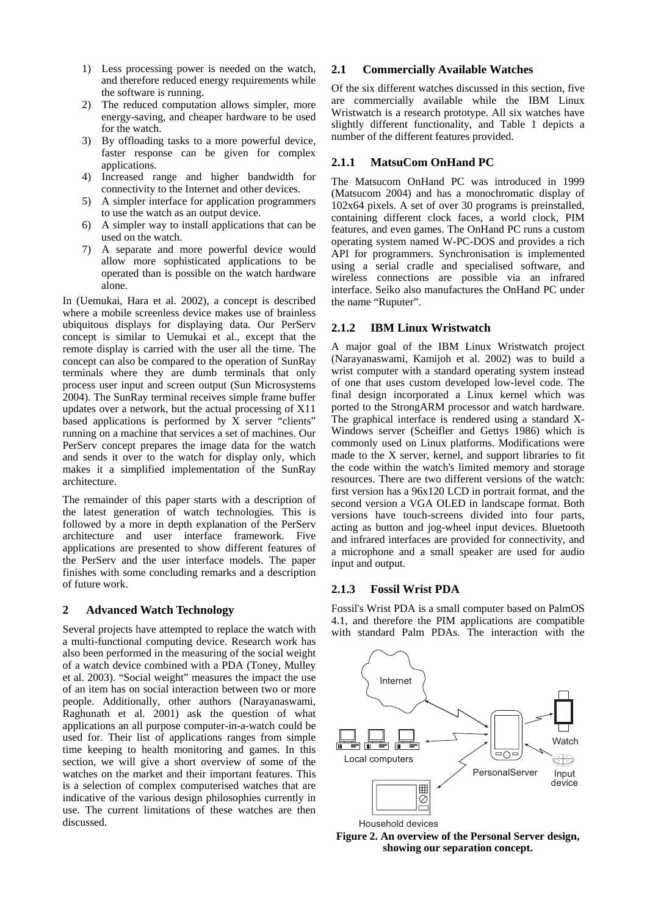1) Less processing power is needed on the watch, and therefore reduced energy requirements while the software is running.
2) The reduced computation allows simpler, more energy-saving, and cheaper hardware to be used for the watch.
3) By offloading tasks to a more powerful device, faster response can be given for complex applications.
4) Increased range and higher bandwidth for connectivity to the Internet and other devices.
5) A simpler interface for application programmers to use the watch as an output device.
6) A simpler way to install applications that can be used on the watch.
7) A separate and more powerful device would allow more sophisticated applications to be operated than is possible on the watch hardware alone.

In (Uemukai, Hara et al. 2002), a concept is described where a mobile screenless device makes use of brainless ubiquitous displays for displaying data. Our PerServ concept is similar to Uemukai et al., except that the remote display is carried with the user all the time. The concept can also be compared to the operation of SunRay terminals where they are dumb terminals that only process user input and screen output (Sun Microsystems 2004). The SunRay terminal receives simple frame buffer updates over a network, but the actual processing of X11 based applications is performed by X server "clients" running on a machine that services a set of machines. Our PerServ concept prepares the image data for the watch and sends it over to the watch for display only, which makes it a simplified implementation of the SunRay architecture.

The remainder of this paper starts with a description of the latest generation of watch technologies. This is followed by a more in depth explanation of the PerServ architecture and user interface framework. Five applications are presented to show different features of the PerServ and the user interface models. The paper finishes with some concluding remarks and a description of future work.

## 2 Advanced Watch Technology

Several projects have attempted to replace the watch with a multi-functional computing device. Research work has also been performed in the measuring of the social weight of a watch device combined with a PDA (Toney, Mulley et al. 2003). "Social weight" measures the impact the use of an item has on social interaction between two or more people. Additionally, other authors (Narayanaswami, Raghunath et al. 2001) ask the question of what applications an all purpose computer-in-a-watch could be used for. Their list of applications ranges from simple time keeping to health monitoring and games. In this section, we will give a short overview of some of the watches on the market and their important features. This is a selection of complex computerised watches that are indicative of the various design philosophies currently in use. The current limitations of these watches are then discussed.

### 2.1 Commercially Available Watches

Of the six different watches discussed in this section, five are commercially available while the IBM Linux Wristwatch is a research prototype. All six watches have slightly different functionality, and Table 1 depicts a number of the different features provided.

#### 2.1.1 MatsuCom OnHand PC

The Matsucom OnHand PC was introduced in 1999 (Matsucom 2004) and has a monochromatic display of 102x64 pixels. A set of over 30 programs is preinstalled, containing different clock faces, a world clock, PIM features, and even games. The OnHand PC runs a custom operating system named W-PC-DOS and provides a rich API for programmers. Synchronisation is implemented using a serial cradle and specialised software, and wireless connections are possible via an infrared interface. Seiko also manufactures the OnHand PC under the name "Ruputer".

#### 2.1.2 IBM Linux Wristwatch

A major goal of the IBM Linux Wristwatch project (Narayanaswami, Kamijoh et al. 2002) was to build a wrist computer with a standard operating system instead of one that uses custom developed low-level code. The final design incorporated a Linux kernel which was ported to the StrongARM processor and watch hardware. The graphical interface is rendered using a standard X-Windows server (Scheifler and Gettys 1986) which is commonly used on Linux platforms. Modifications were made to the X server, kernel, and support libraries to fit the code within the watch's limited memory and storage resources. There are two different versions of the watch: first version has a 96x120 LCD in portrait format, and the second version a VGA OLED in landscape format. Both versions have touch-screens divided into four parts, acting as button and jog-wheel input devices. Bluetooth and infrared interfaces are provided for connectivity, and a microphone and a small speaker are used for audio input and output.

#### 2.1.3 Fossil Wrist PDA

Fossil's Wrist PDA is a small computer based on PalmOS 4.1, and therefore the PIM applications are compatible with standard Palm PDAs. The interaction with the

**Figure 2. An overview of the Personal Server design, showing our separation concept.**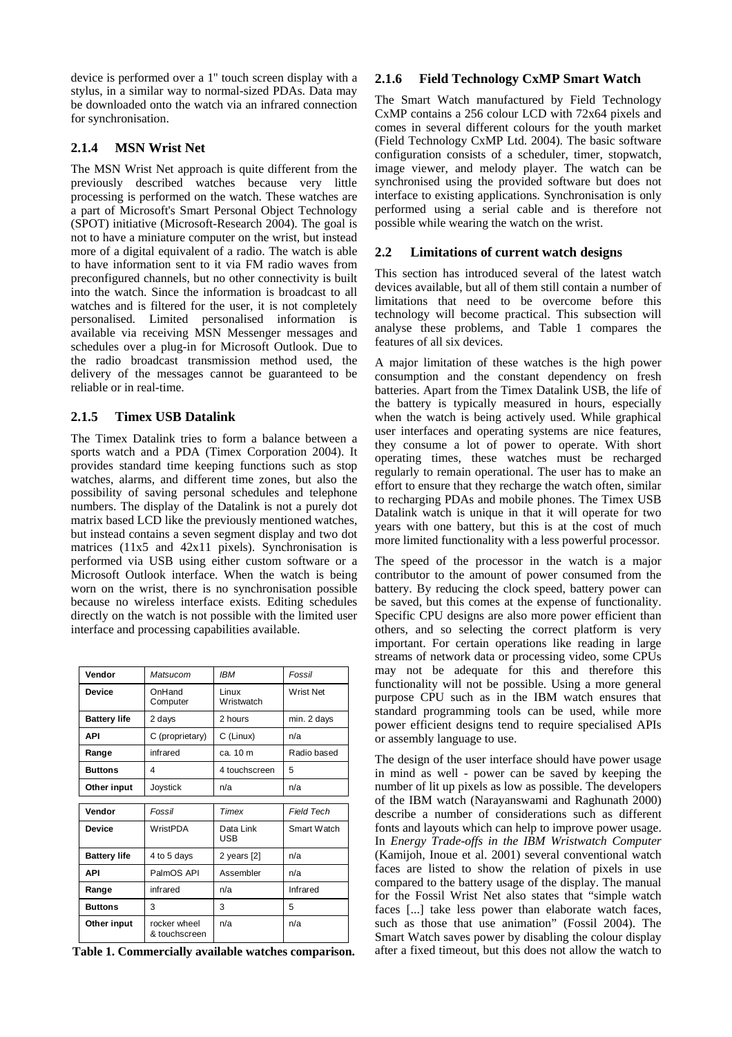device is performed over a 1" touch screen display with a stylus, in a similar way to normal-sized PDAs. Data may be downloaded onto the watch via an infrared connection for synchronisation.

### 2.1.4 MSN Wrist Net

The MSN Wrist Net approach is quite different from the previously described watches because very little processing is performed on the watch. These watches are a part of Microsoft's Smart Personal Object Technology (SPOT) initiative (Microsoft-Research 2004). The goal is not to have a miniature computer on the wrist, but instead more of a digital equivalent of a radio. The watch is able to have information sent to it via FM radio waves from preconfigured channels, but no other connectivity is built into the watch. Since the information is broadcast to all watches and is filtered for the user, it is not completely personalised. Limited personalised information is available via receiving MSN Messenger messages and schedules over a plug-in for Microsoft Outlook. Due to the radio broadcast transmission method used, the delivery of the messages cannot be guaranteed to be reliable or in real-time.

### 2.1.5 Timex USB Datalink

The Timex Datalink tries to form a balance between a sports watch and a PDA (Timex Corporation 2004). It provides standard time keeping functions such as stop watches, alarms, and different time zones, but also the possibility of saving personal schedules and telephone numbers. The display of the Datalink is not a purely dot matrix based LCD like the previously mentioned watches, but instead contains a seven segment display and two dot matrices (11x5 and 42x11 pixels). Synchronisation is performed via USB using either custom software or a Microsoft Outlook interface. When the watch is being worn on the wrist, there is no synchronisation possible because no wireless interface exists. Editing schedules directly on the watch is not possible with the limited user interface and processing capabilities available.

| **Vendor** | *Matsucom* | *IBM* | *Fossil* |
|---|---|---|---|
| **Device** | OnHand Computer | Linux Wristwatch | Wrist Net |
| **Battery life** | 2 days | 2 hours | min. 2 days |
| **API** | C (proprietary) | C (Linux) | n/a |
| **Range** | infrared | ca. 10 m | Radio based |
| **Buttons** | 4 | 4 touchscreen | 5 |
| **Other input** | Joystick | n/a | n/a |
| **Vendor** | *Fossil* | *Timex* | *Field Tech* |
| **Device** | WristPDA | Data Link USB | Smart Watch |
| **Battery life** | 4 to 5 days | 2 years [2] | n/a |
| **API** | PalmOS API | Assembler | n/a |
| **Range** | infrared | n/a | Infrared |
| **Buttons** | 3 | 3 | 5 |
| **Other input** | rocker wheel & touchscreen | n/a | n/a |

**Table 1. Commercially available watches comparison.**

### 2.1.6 Field Technology CxMP Smart Watch

The Smart Watch manufactured by Field Technology CxMP contains a 256 colour LCD with 72x64 pixels and comes in several different colours for the youth market (Field Technology CxMP Ltd. 2004). The basic software configuration consists of a scheduler, timer, stopwatch, image viewer, and melody player. The watch can be synchronised using the provided software but does not interface to existing applications. Synchronisation is only performed using a serial cable and is therefore not possible while wearing the watch on the wrist.

## 2.2 Limitations of current watch designs

This section has introduced several of the latest watch devices available, but all of them still contain a number of limitations that need to be overcome before this technology will become practical. This subsection will analyse these problems, and Table 1 compares the features of all six devices.

A major limitation of these watches is the high power consumption and the constant dependency on fresh batteries. Apart from the Timex Datalink USB, the life of the battery is typically measured in hours, especially when the watch is being actively used. While graphical user interfaces and operating systems are nice features, they consume a lot of power to operate. With short operating times, these watches must be recharged regularly to remain operational. The user has to make an effort to ensure that they recharge the watch often, similar to recharging PDAs and mobile phones. The Timex USB Datalink watch is unique in that it will operate for two years with one battery, but this is at the cost of much more limited functionality with a less powerful processor.

The speed of the processor in the watch is a major contributor to the amount of power consumed from the battery. By reducing the clock speed, battery power can be saved, but this comes at the expense of functionality. Specific CPU designs are also more power efficient than others, and so selecting the correct platform is very important. For certain operations like reading in large streams of network data or processing video, some CPUs may not be adequate for this and therefore this functionality will not be possible. Using a more general purpose CPU such as in the IBM watch ensures that standard programming tools can be used, while more power efficient designs tend to require specialised APIs or assembly language to use.

The design of the user interface should have power usage in mind as well - power can be saved by keeping the number of lit up pixels as low as possible. The developers of the IBM watch (Narayanswami and Raghunath 2000) describe a number of considerations such as different fonts and layouts which can help to improve power usage. In *Energy Trade-offs in the IBM Wristwatch Computer* (Kamijoh, Inoue et al. 2001) several conventional watch faces are listed to show the relation of pixels in use compared to the battery usage of the display. The manual for the Fossil Wrist Net also states that "simple watch faces [...] take less power than elaborate watch faces, such as those that use animation" (Fossil 2004). The Smart Watch saves power by disabling the colour display after a fixed timeout, but this does not allow the watch to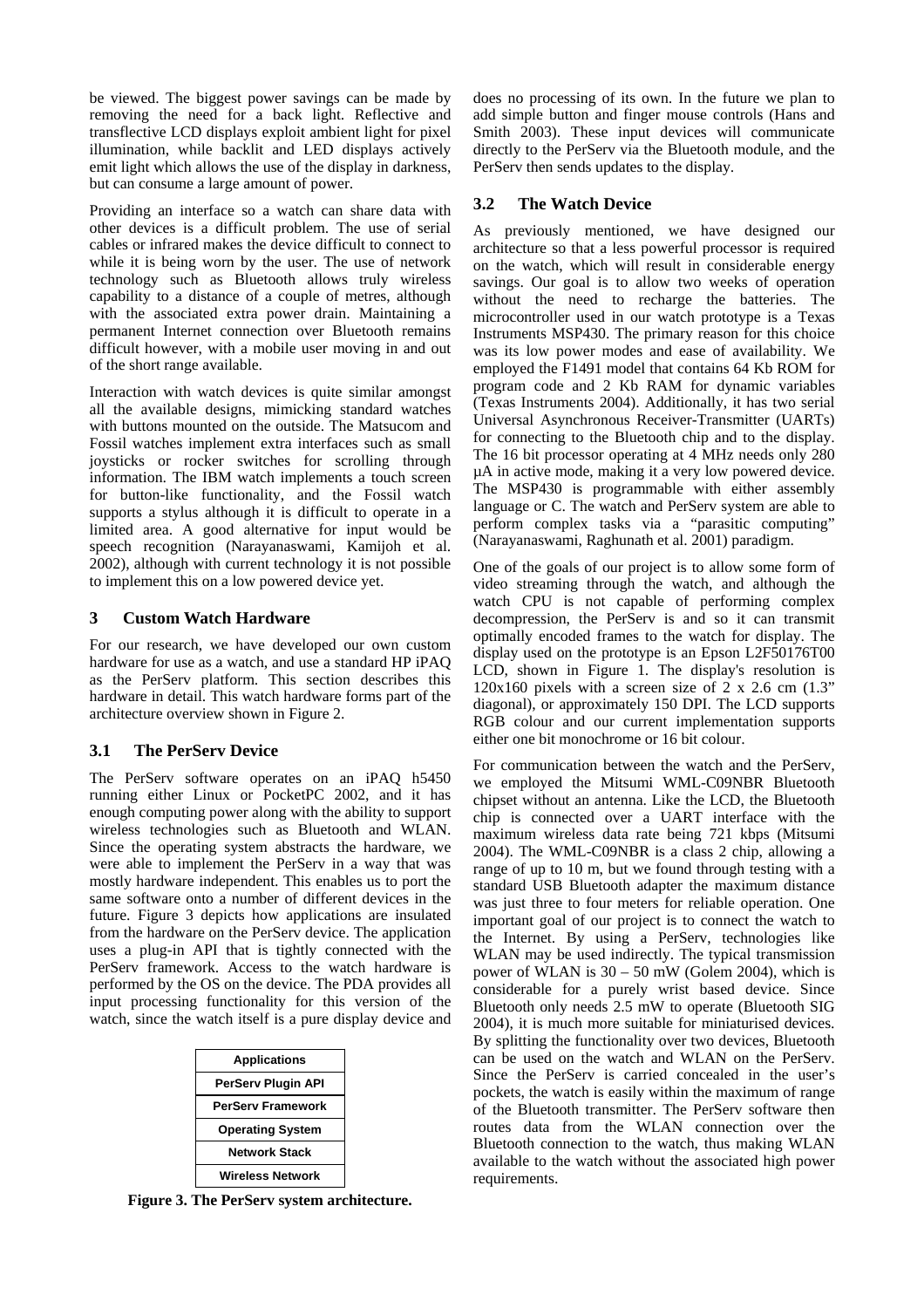be viewed. The biggest power savings can be made by removing the need for a back light. Reflective and transflective LCD displays exploit ambient light for pixel illumination, while backlit and LED displays actively emit light which allows the use of the display in darkness, but can consume a large amount of power.

Providing an interface so a watch can share data with other devices is a difficult problem. The use of serial cables or infrared makes the device difficult to connect to while it is being worn by the user. The use of network technology such as Bluetooth allows truly wireless capability to a distance of a couple of metres, although with the associated extra power drain. Maintaining a permanent Internet connection over Bluetooth remains difficult however, with a mobile user moving in and out of the short range available.

Interaction with watch devices is quite similar amongst all the available designs, mimicking standard watches with buttons mounted on the outside. The Matsucom and Fossil watches implement extra interfaces such as small joysticks or rocker switches for scrolling through information. The IBM watch implements a touch screen for button-like functionality, and the Fossil watch supports a stylus although it is difficult to operate in a limited area. A good alternative for input would be speech recognition (Narayanaswami, Kamijoh et al. 2002), although with current technology it is not possible to implement this on a low powered device yet.

## 3 Custom Watch Hardware

For our research, we have developed our own custom hardware for use as a watch, and use a standard HP iPAQ as the PerServ platform. This section describes this hardware in detail. This watch hardware forms part of the architecture overview shown in Figure 2.

### 3.1 The PerServ Device

The PerServ software operates on an iPAQ h5450 running either Linux or PocketPC 2002, and it has enough computing power along with the ability to support wireless technologies such as Bluetooth and WLAN. Since the operating system abstracts the hardware, we were able to implement the PerServ in a way that was mostly hardware independent. This enables us to port the same software onto a number of different devices in the future. Figure 3 depicts how applications are insulated from the hardware on the PerServ device. The application uses a plug-in API that is tightly connected with the PerServ framework. Access to the watch hardware is performed by the OS on the device. The PDA provides all input processing functionality for this version of the watch, since the watch itself is a pure display device and does no processing of its own. In the future we plan to add simple button and finger mouse controls (Hans and Smith 2003). These input devices will communicate directly to the PerServ via the Bluetooth module, and the PerServ then sends updates to the display.

| Applications |
| --- |
| PerServ Plugin API |
| PerServ Framework |
| Operating System |
| Network Stack |
| Wireless Network |

**Figure 3. The PerServ system architecture.**

### 3.2 The Watch Device

As previously mentioned, we have designed our architecture so that a less powerful processor is required on the watch, which will result in considerable energy savings. Our goal is to allow two weeks of operation without the need to recharge the batteries. The microcontroller used in our watch prototype is a Texas Instruments MSP430. The primary reason for this choice was its low power modes and ease of availability. We employed the F1491 model that contains 64 Kb ROM for program code and 2 Kb RAM for dynamic variables (Texas Instruments 2004). Additionally, it has two serial Universal Asynchronous Receiver-Transmitter (UARTs) for connecting to the Bluetooth chip and to the display. The 16 bit processor operating at 4 MHz needs only 280 µA in active mode, making it a very low powered device. The MSP430 is programmable with either assembly language or C. The watch and PerServ system are able to perform complex tasks via a "parasitic computing" (Narayanaswami, Raghunath et al. 2001) paradigm.

One of the goals of our project is to allow some form of video streaming through the watch, and although the watch CPU is not capable of performing complex decompression, the PerServ is and so it can transmit optimally encoded frames to the watch for display. The display used on the prototype is an Epson L2F50176T00 LCD, shown in Figure 1. The display's resolution is 120x160 pixels with a screen size of 2 x 2.6 cm (1.3" diagonal), or approximately 150 DPI. The LCD supports RGB colour and our current implementation supports either one bit monochrome or 16 bit colour.

For communication between the watch and the PerServ, we employed the Mitsumi WML-C09NBR Bluetooth chipset without an antenna. Like the LCD, the Bluetooth chip is connected over a UART interface with the maximum wireless data rate being 721 kbps (Mitsumi 2004). The WML-C09NBR is a class 2 chip, allowing a range of up to 10 m, but we found through testing with a standard USB Bluetooth adapter the maximum distance was just three to four meters for reliable operation. One important goal of our project is to connect the watch to the Internet. By using a PerServ, technologies like WLAN may be used indirectly. The typical transmission power of WLAN is 30 – 50 mW (Golem 2004), which is considerable for a purely wrist based device. Since Bluetooth only needs 2.5 mW to operate (Bluetooth SIG 2004), it is much more suitable for miniaturised devices. By splitting the functionality over two devices, Bluetooth can be used on the watch and WLAN on the PerServ. Since the PerServ is carried concealed in the user's pockets, the watch is easily within the maximum of range of the Bluetooth transmitter. The PerServ software then routes data from the WLAN connection over the Bluetooth connection to the watch, thus making WLAN available to the watch without the associated high power requirements.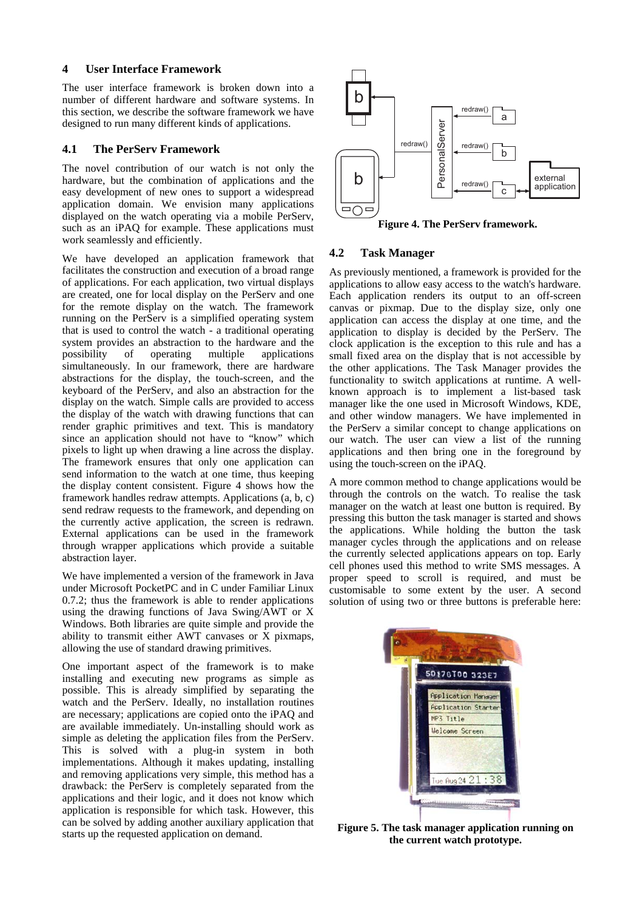## 4 User Interface Framework

The user interface framework is broken down into a number of different hardware and software systems. In this section, we describe the software framework we have designed to run many different kinds of applications.

### 4.1 The PerServ Framework

The novel contribution of our watch is not only the hardware, but the combination of applications and the easy development of new ones to support a widespread application domain. We envision many applications displayed on the watch operating via a mobile PerServ, such as an iPAQ for example. These applications must work seamlessly and efficiently.

We have developed an application framework that facilitates the construction and execution of a broad range of applications. For each application, two virtual displays are created, one for local display on the PerServ and one for the remote display on the watch. The framework running on the PerServ is a simplified operating system that is used to control the watch - a traditional operating system provides an abstraction to the hardware and the possibility of operating multiple applications simultaneously. In our framework, there are hardware abstractions for the display, the touch-screen, and the keyboard of the PerServ, and also an abstraction for the display on the watch. Simple calls are provided to access the display of the watch with drawing functions that can render graphic primitives and text. This is mandatory since an application should not have to "know" which pixels to light up when drawing a line across the display. The framework ensures that only one application can send information to the watch at one time, thus keeping the display content consistent. Figure 4 shows how the framework handles redraw attempts. Applications (a, b, c) send redraw requests to the framework, and depending on the currently active application, the screen is redrawn. External applications can be used in the framework through wrapper applications which provide a suitable abstraction layer.

We have implemented a version of the framework in Java under Microsoft PocketPC and in C under Familiar Linux 0.7.2; thus the framework is able to render applications using the drawing functions of Java Swing/AWT or X Windows. Both libraries are quite simple and provide the ability to transmit either AWT canvases or X pixmaps, allowing the use of standard drawing primitives.

One important aspect of the framework is to make installing and executing new programs as simple as possible. This is already simplified by separating the watch and the PerServ. Ideally, no installation routines are necessary; applications are copied onto the iPAQ and are available immediately. Un-installing should work as simple as deleting the application files from the PerServ. This is solved with a plug-in system in both implementations. Although it makes updating, installing and removing applications very simple, this method has a drawback: the PerServ is completely separated from the applications and their logic, and it does not know which application is responsible for which task. However, this can be solved by adding another auxiliary application that starts up the requested application on demand.

**Figure 4. The PerServ framework.**

### 4.2 Task Manager

As previously mentioned, a framework is provided for the applications to allow easy access to the watch's hardware. Each application renders its output to an off-screen canvas or pixmap. Due to the display size, only one application can access the display at one time, and the application to display is decided by the PerServ. The clock application is the exception to this rule and has a small fixed area on the display that is not accessible by the other applications. The Task Manager provides the functionality to switch applications at runtime. A well-known approach is to implement a list-based task manager like the one used in Microsoft Windows, KDE, and other window managers. We have implemented in the PerServ a similar concept to change applications on our watch. The user can view a list of the running applications and then bring one in the foreground by using the touch-screen on the iPAQ.

A more common method to change applications would be through the controls on the watch. To realise the task manager on the watch at least one button is required. By pressing this button the task manager is started and shows the applications. While holding the button the task manager cycles through the applications and on release the currently selected applications appears on top. Early cell phones used this method to write SMS messages. A proper speed to scroll is required, and must be customisable to some extent by the user. A second solution of using two or three buttons is preferable here:

**Figure 5. The task manager application running on the current watch prototype.**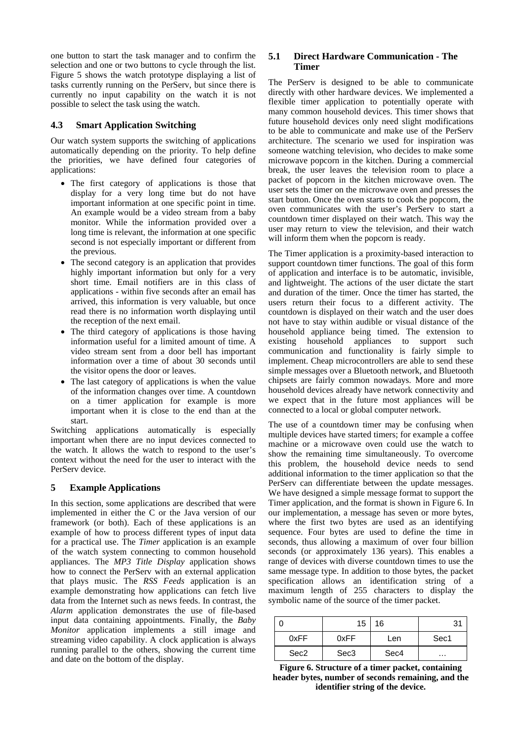one button to start the task manager and to confirm the selection and one or two buttons to cycle through the list. Figure 5 shows the watch prototype displaying a list of tasks currently running on the PerServ, but since there is currently no input capability on the watch it is not possible to select the task using the watch.

### 4.3 Smart Application Switching

Our watch system supports the switching of applications automatically depending on the priority. To help define the priorities, we have defined four categories of applications:

- The first category of applications is those that display for a very long time but do not have important information at one specific point in time. An example would be a video stream from a baby monitor. While the information provided over a long time is relevant, the information at one specific second is not especially important or different from the previous.
- The second category is an application that provides highly important information but only for a very short time. Email notifiers are in this class of applications - within five seconds after an email has arrived, this information is very valuable, but once read there is no information worth displaying until the reception of the next email.
- The third category of applications is those having information useful for a limited amount of time. A video stream sent from a door bell has important information over a time of about 30 seconds until the visitor opens the door or leaves.
- The last category of applications is when the value of the information changes over time. A countdown on a timer application for example is more important when it is close to the end than at the start.

Switching applications automatically is especially important when there are no input devices connected to the watch. It allows the watch to respond to the user's context without the need for the user to interact with the PerServ device.

## 5 Example Applications

In this section, some applications are described that were implemented in either the C or the Java version of our framework (or both). Each of these applications is an example of how to process different types of input data for a practical use. The *Timer* application is an example of the watch system connecting to common household appliances. The *MP3 Title Display* application shows how to connect the PerServ with an external application that plays music. The *RSS Feeds* application is an example demonstrating how applications can fetch live data from the Internet such as news feeds. In contrast, the *Alarm* application demonstrates the use of file-based input data containing appointments. Finally, the *Baby Monitor* application implements a still image and streaming video capability. A clock application is always running parallel to the others, showing the current time and date on the bottom of the display.

### 5.1 Direct Hardware Communication - The Timer

The PerServ is designed to be able to communicate directly with other hardware devices. We implemented a flexible timer application to potentially operate with many common household devices. This timer shows that future household devices only need slight modifications to be able to communicate and make use of the PerServ architecture. The scenario we used for inspiration was someone watching television, who decides to make some microwave popcorn in the kitchen. During a commercial break, the user leaves the television room to place a packet of popcorn in the kitchen microwave oven. The user sets the timer on the microwave oven and presses the start button. Once the oven starts to cook the popcorn, the oven communicates with the user's PerServ to start a countdown timer displayed on their watch. This way the user may return to view the television, and their watch will inform them when the popcorn is ready.

The Timer application is a proximity-based interaction to support countdown timer functions. The goal of this form of application and interface is to be automatic, invisible, and lightweight. The actions of the user dictate the start and duration of the timer. Once the timer has started, the users return their focus to a different activity. The countdown is displayed on their watch and the user does not have to stay within audible or visual distance of the household appliance being timed. The extension to existing household appliances to support such communication and functionality is fairly simple to implement. Cheap microcontrollers are able to send these simple messages over a Bluetooth network, and Bluetooth chipsets are fairly common nowadays. More and more household devices already have network connectivity and we expect that in the future most appliances will be connected to a local or global computer network.

The use of a countdown timer may be confusing when multiple devices have started timers; for example a coffee machine or a microwave oven could use the watch to show the remaining time simultaneously. To overcome this problem, the household device needs to send additional information to the timer application so that the PerServ can differentiate between the update messages. We have designed a simple message format to support the Timer application, and the format is shown in Figure 6. In our implementation, a message has seven or more bytes, where the first two bytes are used as an identifying sequence. Four bytes are used to define the time in seconds, thus allowing a maximum of over four billion seconds (or approximately 136 years). This enables a range of devices with diverse countdown times to use the same message type. In addition to those bytes, the packet specification allows an identification string of a maximum length of 255 characters to display the symbolic name of the source of the timer packet.

| 0 | 15 | 16 | 31 |
|---|---|---|---|
| 0xFF | 0xFF | Len | Sec1 |
| Sec2 | Sec3 | Sec4 | … |

**Figure 6. Structure of a timer packet, containing header bytes, number of seconds remaining, and the identifier string of the device.**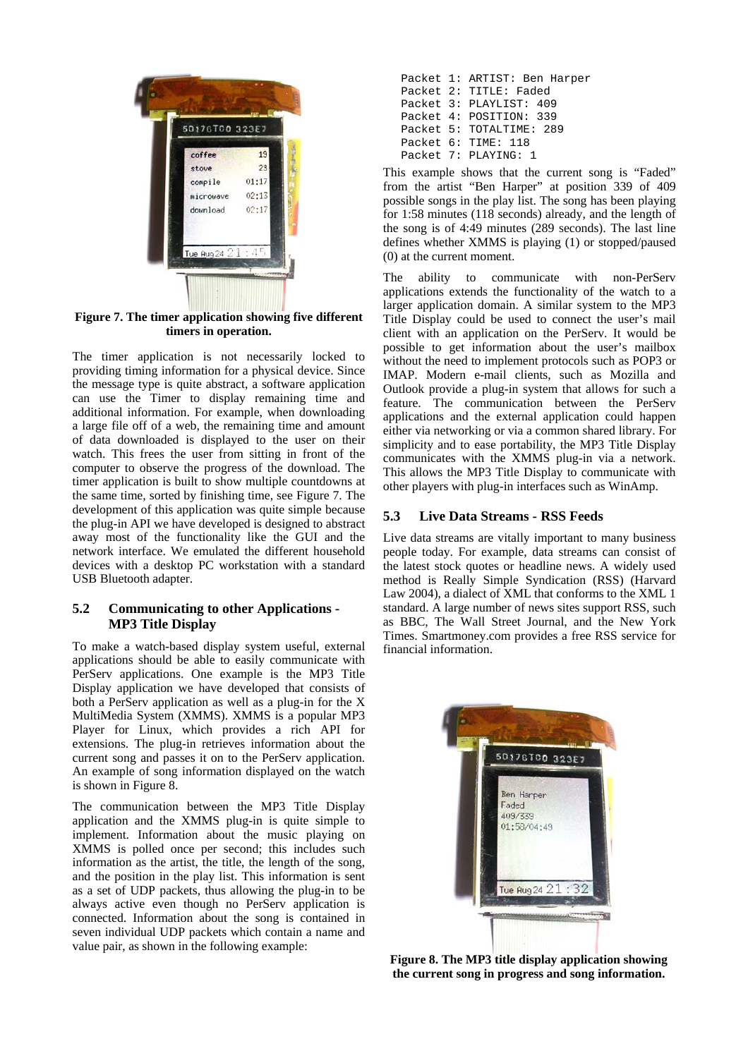Figure 7. The timer application showing five different timers in operation.

The timer application is not necessarily locked to providing timing information for a physical device. Since the message type is quite abstract, a software application can use the Timer to display remaining time and additional information. For example, when downloading a large file off of a web, the remaining time and amount of data downloaded is displayed to the user on their watch. This frees the user from sitting in front of the computer to observe the progress of the download. The timer application is built to show multiple countdowns at the same time, sorted by finishing time, see Figure 7. The development of this application was quite simple because the plug-in API we have developed is designed to abstract away most of the functionality like the GUI and the network interface. We emulated the different household devices with a desktop PC workstation with a standard USB Bluetooth adapter.

## 5.2 Communicating to other Applications - MP3 Title Display

To make a watch-based display system useful, external applications should be able to easily communicate with PerServ applications. One example is the MP3 Title Display application we have developed that consists of both a PerServ application as well as a plug-in for the X MultiMedia System (XMMS). XMMS is a popular MP3 Player for Linux, which provides a rich API for extensions. The plug-in retrieves information about the current song and passes it on to the PerServ application. An example of song information displayed on the watch is shown in Figure 8.

The communication between the MP3 Title Display application and the XMMS plug-in is quite simple to implement. Information about the music playing on XMMS is polled once per second; this includes such information as the artist, the title, the length of the song, and the position in the play list. This information is sent as a set of UDP packets, thus allowing the plug-in to be always active even though no PerServ application is connected. Information about the song is contained in seven individual UDP packets which contain a name and value pair, as shown in the following example:

```
Packet 1: ARTIST: Ben Harper
Packet 2: TITLE: Faded
Packet 3: PLAYLIST: 409
Packet 4: POSITION: 339
Packet 5: TOTALTIME: 289
Packet 6: TIME: 118
Packet 7: PLAYING: 1
```

This example shows that the current song is "Faded" from the artist "Ben Harper" at position 339 of 409 possible songs in the play list. The song has been playing for 1:58 minutes (118 seconds) already, and the length of the song is of 4:49 minutes (289 seconds). The last line defines whether XMMS is playing (1) or stopped/paused (0) at the current moment.

The ability to communicate with non-PerServ applications extends the functionality of the watch to a larger application domain. A similar system to the MP3 Title Display could be used to connect the user's mail client with an application on the PerServ. It would be possible to get information about the user's mailbox without the need to implement protocols such as POP3 or IMAP. Modern e-mail clients, such as Mozilla and Outlook provide a plug-in system that allows for such a feature. The communication between the PerServ applications and the external application could happen either via networking or via a common shared library. For simplicity and to ease portability, the MP3 Title Display communicates with the XMMS plug-in via a network. This allows the MP3 Title Display to communicate with other players with plug-in interfaces such as WinAmp.

## 5.3 Live Data Streams - RSS Feeds

Live data streams are vitally important to many business people today. For example, data streams can consist of the latest stock quotes or headline news. A widely used method is Really Simple Syndication (RSS) (Harvard Law 2004), a dialect of XML that conforms to the XML 1 standard. A large number of news sites support RSS, such as BBC, The Wall Street Journal, and the New York Times. Smartmoney.com provides a free RSS service for financial information.

Figure 8. The MP3 title display application showing the current song in progress and song information.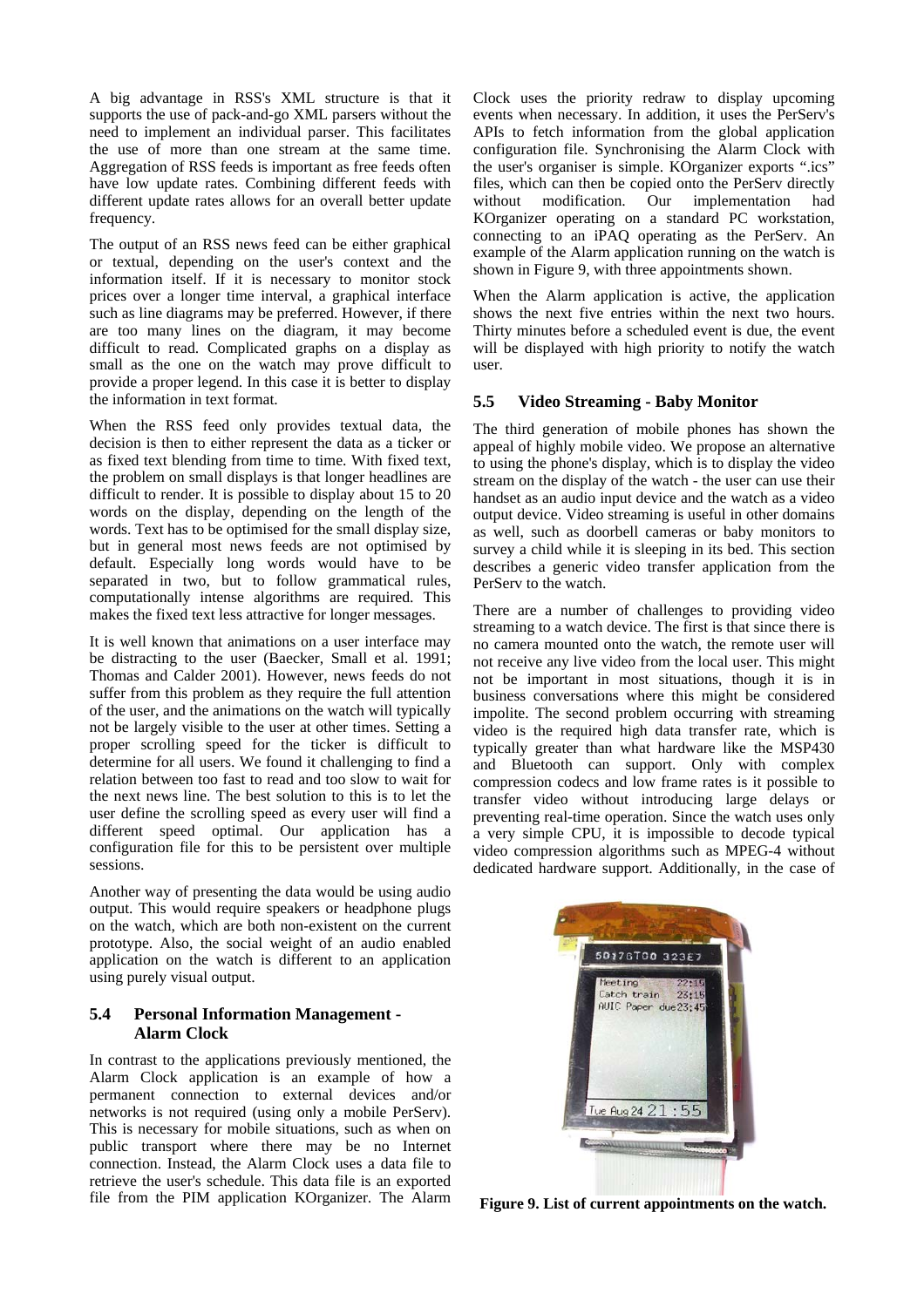A big advantage in RSS's XML structure is that it supports the use of pack-and-go XML parsers without the need to implement an individual parser. This facilitates the use of more than one stream at the same time. Aggregation of RSS feeds is important as free feeds often have low update rates. Combining different feeds with different update rates allows for an overall better update frequency.

The output of an RSS news feed can be either graphical or textual, depending on the user's context and the information itself. If it is necessary to monitor stock prices over a longer time interval, a graphical interface such as line diagrams may be preferred. However, if there are too many lines on the diagram, it may become difficult to read. Complicated graphs on a display as small as the one on the watch may prove difficult to provide a proper legend. In this case it is better to display the information in text format.

When the RSS feed only provides textual data, the decision is then to either represent the data as a ticker or as fixed text blending from time to time. With fixed text, the problem on small displays is that longer headlines are difficult to render. It is possible to display about 15 to 20 words on the display, depending on the length of the words. Text has to be optimised for the small display size, but in general most news feeds are not optimised by default. Especially long words would have to be separated in two, but to follow grammatical rules, computationally intense algorithms are required. This makes the fixed text less attractive for longer messages.

It is well known that animations on a user interface may be distracting to the user (Baecker, Small et al. 1991; Thomas and Calder 2001). However, news feeds do not suffer from this problem as they require the full attention of the user, and the animations on the watch will typically not be largely visible to the user at other times. Setting a proper scrolling speed for the ticker is difficult to determine for all users. We found it challenging to find a relation between too fast to read and too slow to wait for the next news line. The best solution to this is to let the user define the scrolling speed as every user will find a different speed optimal. Our application has a configuration file for this to be persistent over multiple sessions.

Another way of presenting the data would be using audio output. This would require speakers or headphone plugs on the watch, which are both non-existent on the current prototype. Also, the social weight of an audio enabled application on the watch is different to an application using purely visual output.

### 5.4 Personal Information Management - Alarm Clock

In contrast to the applications previously mentioned, the Alarm Clock application is an example of how a permanent connection to external devices and/or networks is not required (using only a mobile PerServ). This is necessary for mobile situations, such as when on public transport where there may be no Internet connection. Instead, the Alarm Clock uses a data file to retrieve the user's schedule. This data file is an exported file from the PIM application KOrganizer. The Alarm Clock uses the priority redraw to display upcoming events when necessary. In addition, it uses the PerServ's APIs to fetch information from the global application configuration file. Synchronising the Alarm Clock with the user's organiser is simple. KOrganizer exports ".ics" files, which can then be copied onto the PerServ directly without modification. Our implementation had KOrganizer operating on a standard PC workstation, connecting to an iPAQ operating as the PerServ. An example of the Alarm application running on the watch is shown in Figure 9, with three appointments shown.

When the Alarm application is active, the application shows the next five entries within the next two hours. Thirty minutes before a scheduled event is due, the event will be displayed with high priority to notify the watch user.

### 5.5 Video Streaming - Baby Monitor

The third generation of mobile phones has shown the appeal of highly mobile video. We propose an alternative to using the phone's display, which is to display the video stream on the display of the watch - the user can use their handset as an audio input device and the watch as a video output device. Video streaming is useful in other domains as well, such as doorbell cameras or baby monitors to survey a child while it is sleeping in its bed. This section describes a generic video transfer application from the PerServ to the watch.

There are a number of challenges to providing video streaming to a watch device. The first is that since there is no camera mounted onto the watch, the remote user will not receive any live video from the local user. This might not be important in most situations, though it is in business conversations where this might be considered impolite. The second problem occurring with streaming video is the required high data transfer rate, which is typically greater than what hardware like the MSP430 and Bluetooth can support. Only with complex compression codecs and low frame rates is it possible to transfer video without introducing large delays or preventing real-time operation. Since the watch uses only a very simple CPU, it is impossible to decode typical video compression algorithms such as MPEG-4 without dedicated hardware support. Additionally, in the case of

**Figure 9. List of current appointments on the watch.**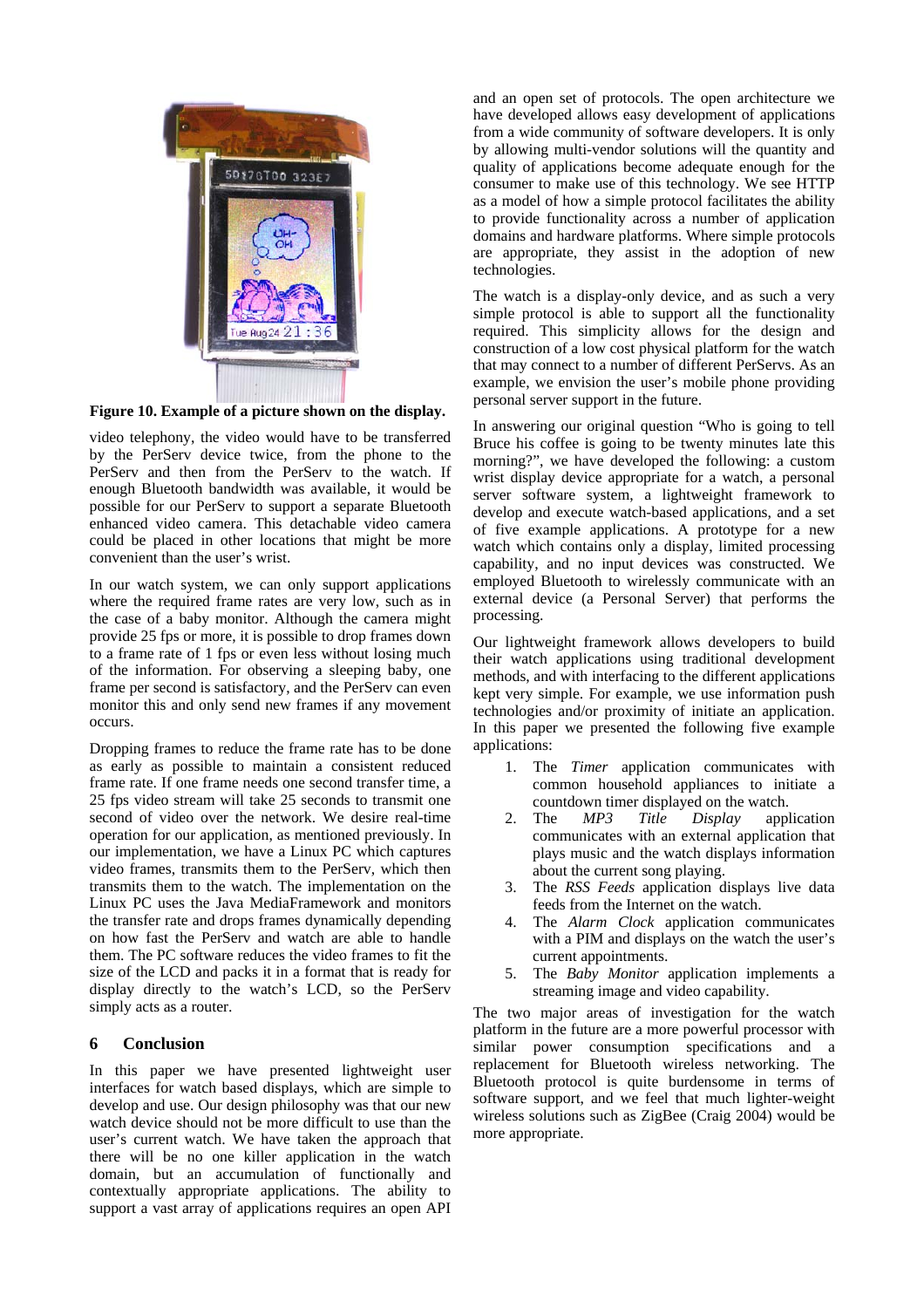Figure 10. Example of a picture shown on the display.

video telephony, the video would have to be transferred by the PerServ device twice, from the phone to the PerServ and then from the PerServ to the watch. If enough Bluetooth bandwidth was available, it would be possible for our PerServ to support a separate Bluetooth enhanced video camera. This detachable video camera could be placed in other locations that might be more convenient than the user's wrist.

In our watch system, we can only support applications where the required frame rates are very low, such as in the case of a baby monitor. Although the camera might provide 25 fps or more, it is possible to drop frames down to a frame rate of 1 fps or even less without losing much of the information. For observing a sleeping baby, one frame per second is satisfactory, and the PerServ can even monitor this and only send new frames if any movement occurs.

Dropping frames to reduce the frame rate has to be done as early as possible to maintain a consistent reduced frame rate. If one frame needs one second transfer time, a 25 fps video stream will take 25 seconds to transmit one second of video over the network. We desire real-time operation for our application, as mentioned previously. In our implementation, we have a Linux PC which captures video frames, transmits them to the PerServ, which then transmits them to the watch. The implementation on the Linux PC uses the Java MediaFramework and monitors the transfer rate and drops frames dynamically depending on how fast the PerServ and watch are able to handle them. The PC software reduces the video frames to fit the size of the LCD and packs it in a format that is ready for display directly to the watch's LCD, so the PerServ simply acts as a router.

## 6 Conclusion

In this paper we have presented lightweight user interfaces for watch based displays, which are simple to develop and use. Our design philosophy was that our new watch device should not be more difficult to use than the user's current watch. We have taken the approach that there will be no one killer application in the watch domain, but an accumulation of functionally and contextually appropriate applications. The ability to support a vast array of applications requires an open API and an open set of protocols. The open architecture we have developed allows easy development of applications from a wide community of software developers. It is only by allowing multi-vendor solutions will the quantity and quality of applications become adequate enough for the consumer to make use of this technology. We see HTTP as a model of how a simple protocol facilitates the ability to provide functionality across a number of application domains and hardware platforms. Where simple protocols are appropriate, they assist in the adoption of new technologies.

The watch is a display-only device, and as such a very simple protocol is able to support all the functionality required. This simplicity allows for the design and construction of a low cost physical platform for the watch that may connect to a number of different PerServs. As an example, we envision the user's mobile phone providing personal server support in the future.

In answering our original question "Who is going to tell Bruce his coffee is going to be twenty minutes late this morning?", we have developed the following: a custom wrist display device appropriate for a watch, a personal server software system, a lightweight framework to develop and execute watch-based applications, and a set of five example applications. A prototype for a new watch which contains only a display, limited processing capability, and no input devices was constructed. We employed Bluetooth to wirelessly communicate with an external device (a Personal Server) that performs the processing.

Our lightweight framework allows developers to build their watch applications using traditional development methods, and with interfacing to the different applications kept very simple. For example, we use information push technologies and/or proximity of initiate an application. In this paper we presented the following five example applications:

1. The *Timer* application communicates with common household appliances to initiate a countdown timer displayed on the watch.
2. The *MP3 Title Display* application communicates with an external application that plays music and the watch displays information about the current song playing.
3. The *RSS Feeds* application displays live data feeds from the Internet on the watch.
4. The *Alarm Clock* application communicates with a PIM and displays on the watch the user's current appointments.
5. The *Baby Monitor* application implements a streaming image and video capability.

The two major areas of investigation for the watch platform in the future are a more powerful processor with similar power consumption specifications and a replacement for Bluetooth wireless networking. The Bluetooth protocol is quite burdensome in terms of software support, and we feel that much lighter-weight wireless solutions such as ZigBee (Craig 2004) would be more appropriate.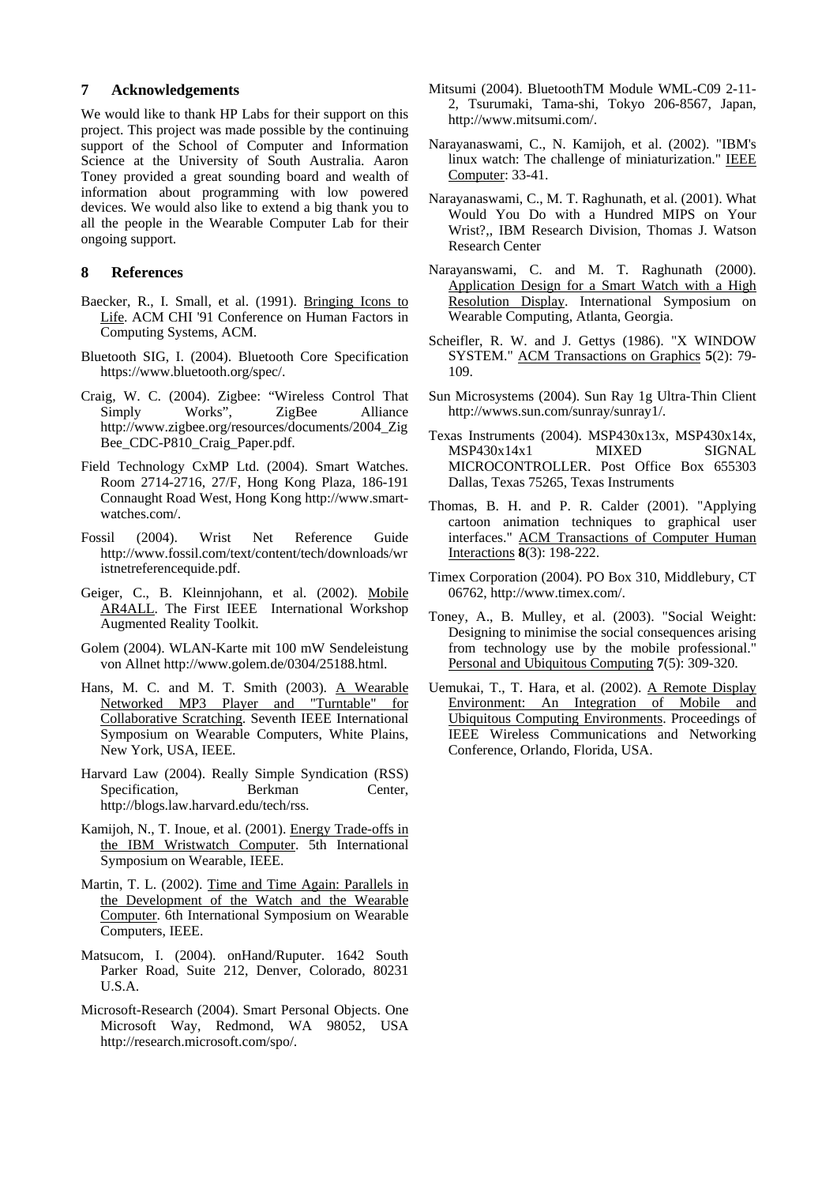## 7 Acknowledgements

We would like to thank HP Labs for their support on this project. This project was made possible by the continuing support of the School of Computer and Information Science at the University of South Australia. Aaron Toney provided a great sounding board and wealth of information about programming with low powered devices. We would also like to extend a big thank you to all the people in the Wearable Computer Lab for their ongoing support.

## 8 References

Baecker, R., I. Small, et al. (1991). Bringing Icons to Life. ACM CHI '91 Conference on Human Factors in Computing Systems, ACM.

Bluetooth SIG, I. (2004). Bluetooth Core Specification https://www.bluetooth.org/spec/.

Craig, W. C. (2004). Zigbee: "Wireless Control That Simply Works", ZigBee Alliance http://www.zigbee.org/resources/documents/2004_ZigBee_CDC-P810_Craig_Paper.pdf.

Field Technology CxMP Ltd. (2004). Smart Watches. Room 2714-2716, 27/F, Hong Kong Plaza, 186-191 Connaught Road West, Hong Kong http://www.smart-watches.com/.

Fossil (2004). Wrist Net Reference Guide http://www.fossil.com/text/content/tech/downloads/wristnetreferencequide.pdf.

Geiger, C., B. Kleinnjohann, et al. (2002). Mobile AR4ALL. The First IEEE International Workshop Augmented Reality Toolkit.

Golem (2004). WLAN-Karte mit 100 mW Sendeleistung von Allnet http://www.golem.de/0304/25188.html.

Hans, M. C. and M. T. Smith (2003). A Wearable Networked MP3 Player and "Turntable" for Collaborative Scratching. Seventh IEEE International Symposium on Wearable Computers, White Plains, New York, USA, IEEE.

Harvard Law (2004). Really Simple Syndication (RSS) Specification, Berkman Center, http://blogs.law.harvard.edu/tech/rss.

Kamijoh, N., T. Inoue, et al. (2001). Energy Trade-offs in the IBM Wristwatch Computer. 5th International Symposium on Wearable, IEEE.

Martin, T. L. (2002). Time and Time Again: Parallels in the Development of the Watch and the Wearable Computer. 6th International Symposium on Wearable Computers, IEEE.

Matsucom, I. (2004). onHand/Ruputer. 1642 South Parker Road, Suite 212, Denver, Colorado, 80231 U.S.A.

Microsoft-Research (2004). Smart Personal Objects. One Microsoft Way, Redmond, WA 98052, USA http://research.microsoft.com/spo/.

Mitsumi (2004). BluetoothTM Module WML-C09 2-11-2, Tsurumaki, Tama-shi, Tokyo 206-8567, Japan, http://www.mitsumi.com/.

Narayanaswami, C., N. Kamijoh, et al. (2002). "IBM's linux watch: The challenge of miniaturization." IEEE Computer: 33-41.

Narayanaswami, C., M. T. Raghunath, et al. (2001). What Would You Do with a Hundred MIPS on Your Wrist?,, IBM Research Division, Thomas J. Watson Research Center

Narayanswami, C. and M. T. Raghunath (2000). Application Design for a Smart Watch with a High Resolution Display. International Symposium on Wearable Computing, Atlanta, Georgia.

Scheifler, R. W. and J. Gettys (1986). "X WINDOW SYSTEM." ACM Transactions on Graphics **5**(2): 79-109.

Sun Microsystems (2004). Sun Ray 1g Ultra-Thin Client http://wwws.sun.com/sunray/sunray1/.

Texas Instruments (2004). MSP430x13x, MSP430x14x, MSP430x14x1 MIXED SIGNAL MICROCONTROLLER. Post Office Box 655303 Dallas, Texas 75265, Texas Instruments

Thomas, B. H. and P. R. Calder (2001). "Applying cartoon animation techniques to graphical user interfaces." ACM Transactions of Computer Human Interactions **8**(3): 198-222.

Timex Corporation (2004). PO Box 310, Middlebury, CT 06762, http://www.timex.com/.

Toney, A., B. Mulley, et al. (2003). "Social Weight: Designing to minimise the social consequences arising from technology use by the mobile professional." Personal and Ubiquitous Computing **7**(5): 309-320.

Uemukai, T., T. Hara, et al. (2002). A Remote Display Environment: An Integration of Mobile and Ubiquitous Computing Environments. Proceedings of IEEE Wireless Communications and Networking Conference, Orlando, Florida, USA.